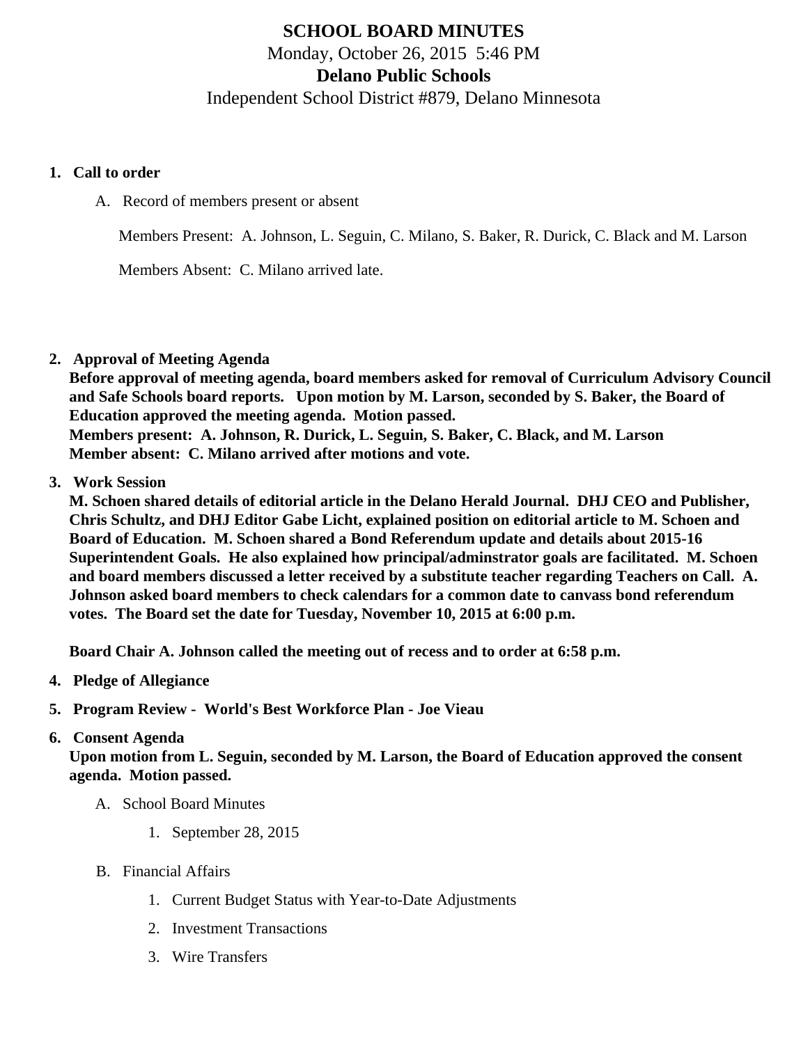# SCHOOL BOARD MINUTES

Monday, October 26, 2015 5:46 PM

**Delano Public Schools**

Independent School District #879, Delano Minnesota

1. **Call to order**

   A. Record of members present or absent

   Members Present: A. Johnson, L. Seguin, C. Milano, S. Baker, R. Durick, C. Black and M. Larson

   Members Absent: C. Milano arrived late.

2. **Approval of Meeting Agenda**

   **Before approval of meeting agenda, board members asked for removal of Curriculum Advisory Council and Safe Schools board reports. Upon motion by M. Larson, seconded by S. Baker, the Board of Education approved the meeting agenda. Motion passed.**
   **Members present: A. Johnson, R. Durick, L. Seguin, S. Baker, C. Black, and M. Larson**
   **Member absent: C. Milano arrived after motions and vote.**

3. **Work Session**

   **M. Schoen shared details of editorial article in the Delano Herald Journal. DHJ CEO and Publisher, Chris Schultz, and DHJ Editor Gabe Licht, explained position on editorial article to M. Schoen and Board of Education. M. Schoen shared a Bond Referendum update and details about 2015-16 Superintendent Goals. He also explained how principal/adminstrator goals are facilitated. M. Schoen and board members discussed a letter received by a substitute teacher regarding Teachers on Call. A. Johnson asked board members to check calendars for a common date to canvass bond referendum votes. The Board set the date for Tuesday, November 10, 2015 at 6:00 p.m.**

   **Board Chair A. Johnson called the meeting out of recess and to order at 6:58 p.m.**

4. **Pledge of Allegiance**

5. **Program Review - World's Best Workforce Plan - Joe Vieau**

6. **Consent Agenda**

   **Upon motion from L. Seguin, seconded by M. Larson, the Board of Education approved the consent agenda. Motion passed.**

   A. School Board Minutes

      1. September 28, 2015

   B. Financial Affairs

      1. Current Budget Status with Year-to-Date Adjustments
      2. Investment Transactions
      3. Wire Transfers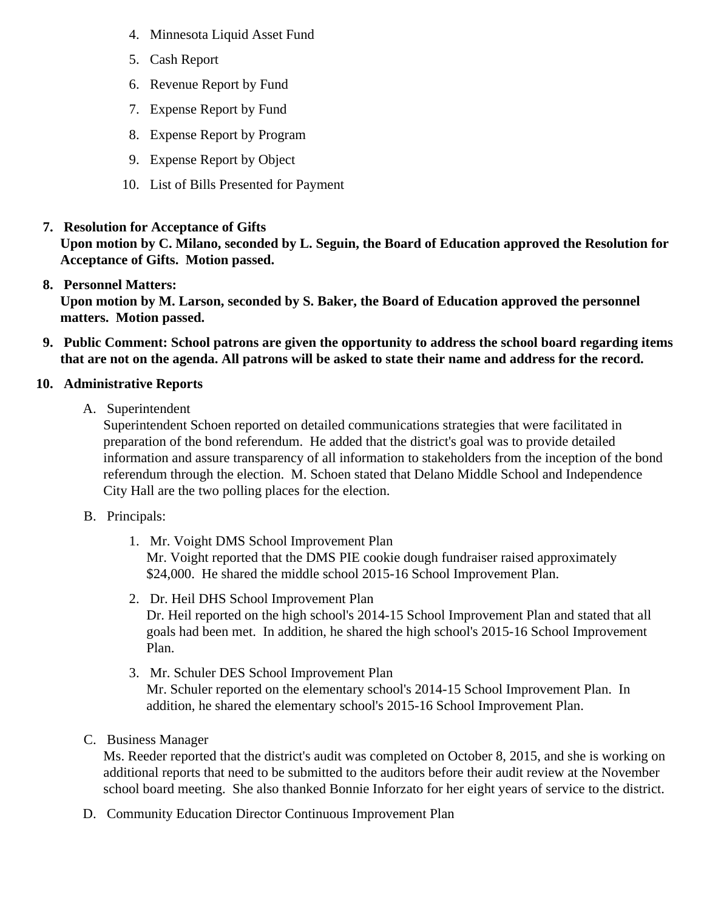4. Minnesota Liquid Asset Fund
5. Cash Report
6. Revenue Report by Fund
7. Expense Report by Fund
8. Expense Report by Program
9. Expense Report by Object
10. List of Bills Presented for Payment

7. **Resolution for Acceptance of Gifts**
   **Upon motion by C. Milano, seconded by L. Seguin, the Board of Education approved the Resolution for Acceptance of Gifts. Motion passed.**

8. **Personnel Matters:**
   **Upon motion by M. Larson, seconded by S. Baker, the Board of Education approved the personnel matters. Motion passed.**

9. **Public Comment: School patrons are given the opportunity to address the school board regarding items that are not on the agenda. All patrons will be asked to state their name and address for the record.**

10. **Administrative Reports**

    A. Superintendent
       Superintendent Schoen reported on detailed communications strategies that were facilitated in preparation of the bond referendum. He added that the district's goal was to provide detailed information and assure transparency of all information to stakeholders from the inception of the bond referendum through the election. M. Schoen stated that Delano Middle School and Independence City Hall are the two polling places for the election.

    B. Principals:

       1. Mr. Voight DMS School Improvement Plan
          Mr. Voight reported that the DMS PIE cookie dough fundraiser raised approximately $24,000. He shared the middle school 2015-16 School Improvement Plan.

       2. Dr. Heil DHS School Improvement Plan
          Dr. Heil reported on the high school's 2014-15 School Improvement Plan and stated that all goals had been met. In addition, he shared the high school's 2015-16 School Improvement Plan.

       3. Mr. Schuler DES School Improvement Plan
          Mr. Schuler reported on the elementary school's 2014-15 School Improvement Plan. In addition, he shared the elementary school's 2015-16 School Improvement Plan.

    C. Business Manager
       Ms. Reeder reported that the district's audit was completed on October 8, 2015, and she is working on additional reports that need to be submitted to the auditors before their audit review at the November school board meeting. She also thanked Bonnie Inforzato for her eight years of service to the district.

    D. Community Education Director Continuous Improvement Plan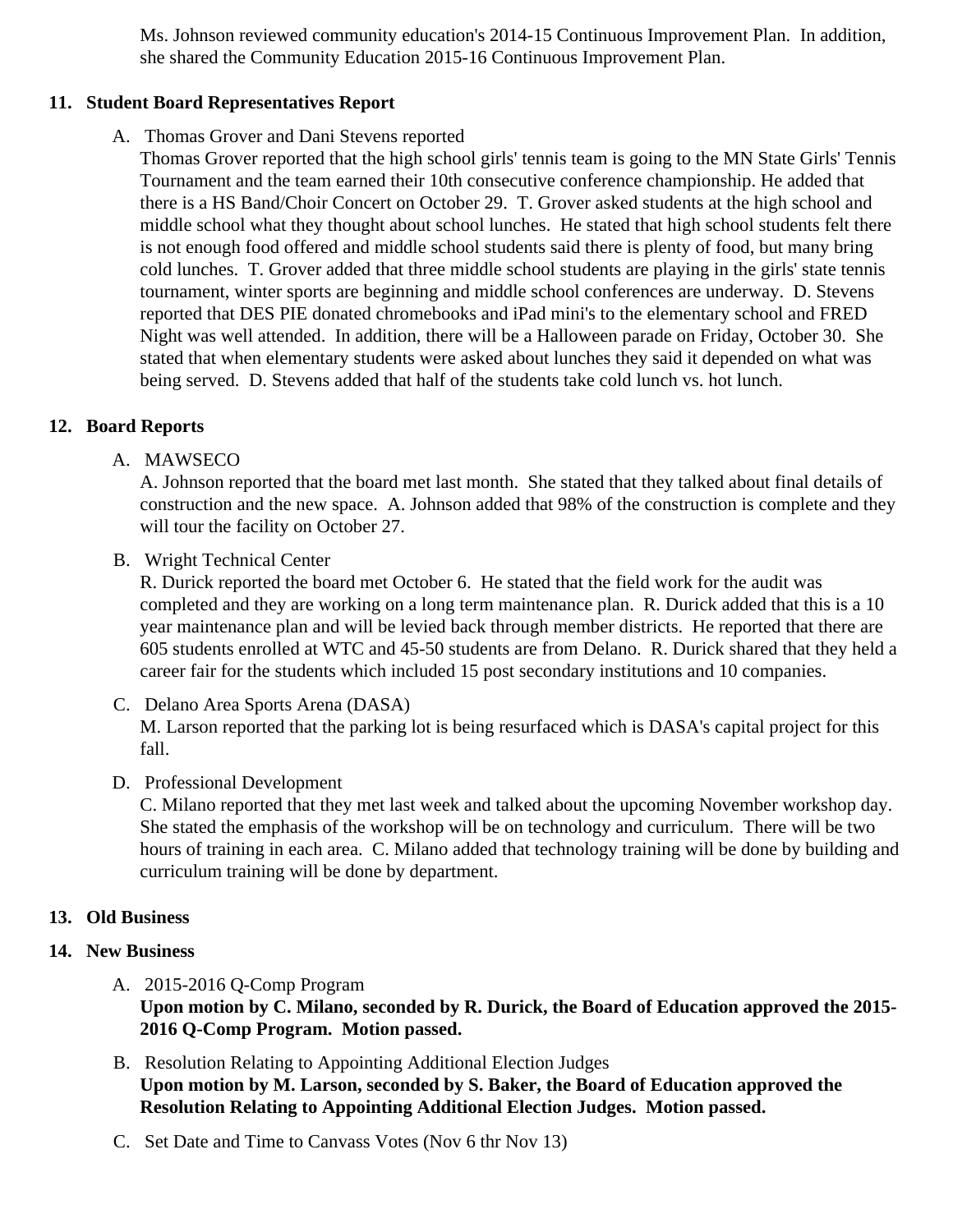Ms. Johnson reviewed community education's 2014-15 Continuous Improvement Plan. In addition, she shared the Community Education 2015-16 Continuous Improvement Plan.

## 11. Student Board Representatives Report

A. Thomas Grover and Dani Stevens reported

Thomas Grover reported that the high school girls' tennis team is going to the MN State Girls' Tennis Tournament and the team earned their 10th consecutive conference championship. He added that there is a HS Band/Choir Concert on October 29. T. Grover asked students at the high school and middle school what they thought about school lunches. He stated that high school students felt there is not enough food offered and middle school students said there is plenty of food, but many bring cold lunches. T. Grover added that three middle school students are playing in the girls' state tennis tournament, winter sports are beginning and middle school conferences are underway. D. Stevens reported that DES PIE donated chromebooks and iPad mini's to the elementary school and FRED Night was well attended. In addition, there will be a Halloween parade on Friday, October 30. She stated that when elementary students were asked about lunches they said it depended on what was being served. D. Stevens added that half of the students take cold lunch vs. hot lunch.

## 12. Board Reports

A. MAWSECO

A. Johnson reported that the board met last month. She stated that they talked about final details of construction and the new space. A. Johnson added that 98% of the construction is complete and they will tour the facility on October 27.

B. Wright Technical Center

R. Durick reported the board met October 6. He stated that the field work for the audit was completed and they are working on a long term maintenance plan. R. Durick added that this is a 10 year maintenance plan and will be levied back through member districts. He reported that there are 605 students enrolled at WTC and 45-50 students are from Delano. R. Durick shared that they held a career fair for the students which included 15 post secondary institutions and 10 companies.

C. Delano Area Sports Arena (DASA)

M. Larson reported that the parking lot is being resurfaced which is DASA's capital project for this fall.

D. Professional Development

C. Milano reported that they met last week and talked about the upcoming November workshop day. She stated the emphasis of the workshop will be on technology and curriculum. There will be two hours of training in each area. C. Milano added that technology training will be done by building and curriculum training will be done by department.

## 13. Old Business

## 14. New Business

A. 2015-2016 Q-Comp Program

**Upon motion by C. Milano, seconded by R. Durick, the Board of Education approved the 2015-2016 Q-Comp Program. Motion passed.**

B. Resolution Relating to Appointing Additional Election Judges

**Upon motion by M. Larson, seconded by S. Baker, the Board of Education approved the Resolution Relating to Appointing Additional Election Judges. Motion passed.**

C. Set Date and Time to Canvass Votes (Nov 6 thr Nov 13)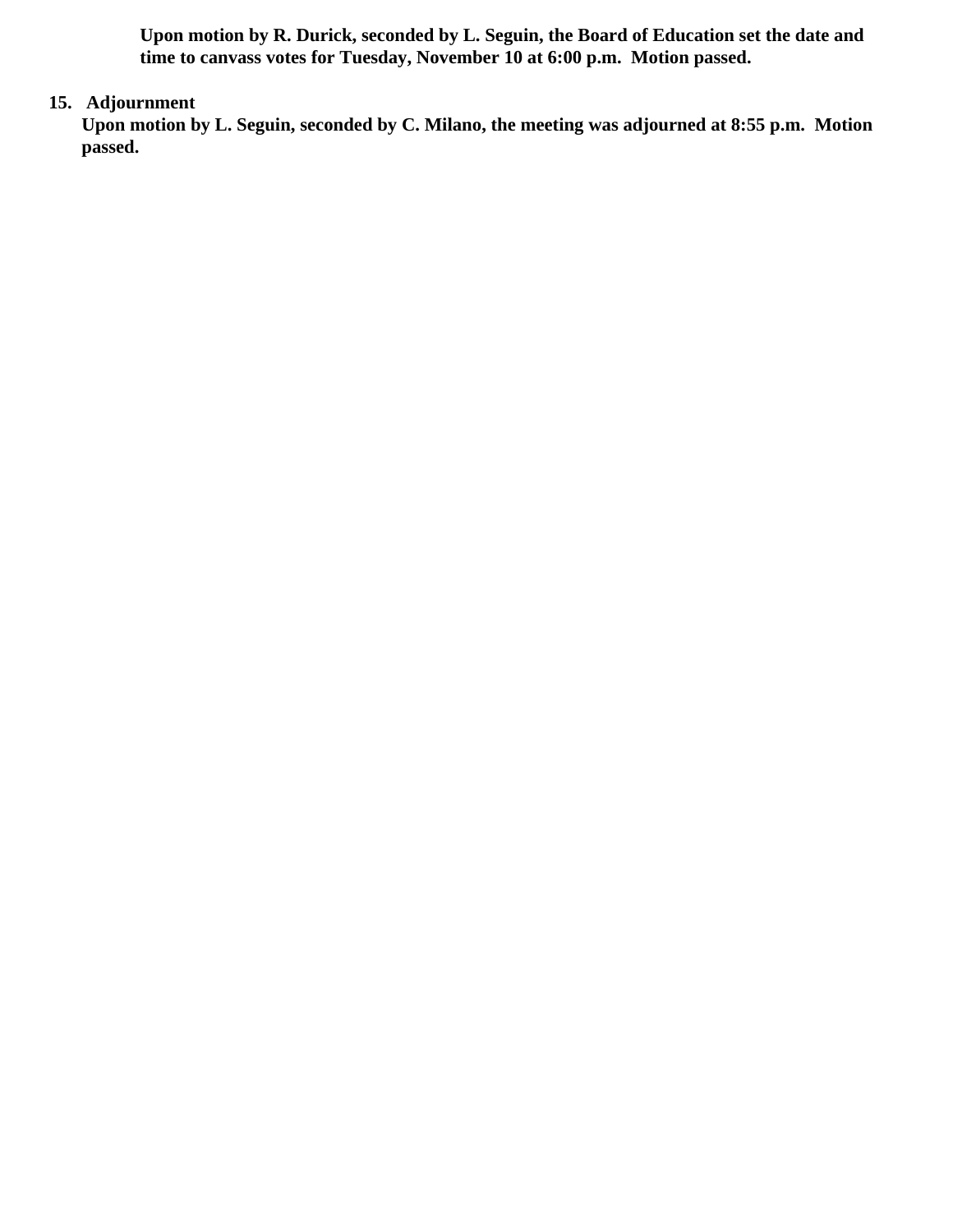**Upon motion by R. Durick, seconded by L. Seguin, the Board of Education set the date and time to canvass votes for Tuesday, November 10 at 6:00 p.m. Motion passed.**

**15. Adjournment**

**Upon motion by L. Seguin, seconded by C. Milano, the meeting was adjourned at 8:55 p.m. Motion passed.**